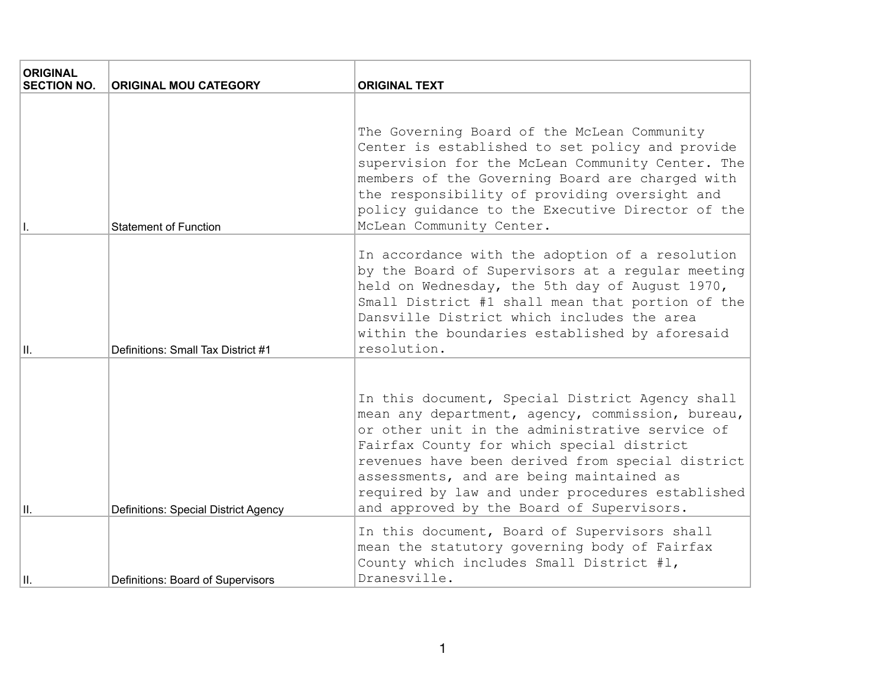| ORIGINAL SECTION NO. | ORIGINAL MOU CATEGORY | ORIGINAL TEXT |
|---|---|---|
| I. | Statement of Function | The Governing Board of the McLean Community Center is established to set policy and provide supervision for the McLean Community Center. The members of the Governing Board are charged with the responsibility of providing oversight and policy guidance to the Executive Director of the McLean Community Center. |
| II. | Definitions: Small Tax District #1 | In accordance with the adoption of a resolution by the Board of Supervisors at a regular meeting held on Wednesday, the 5th day of August 1970, Small District #1 shall mean that portion of the Dansville District which includes the area within the boundaries established by aforesaid resolution. |
| II. | Definitions: Special District Agency | In this document, Special District Agency shall mean any department, agency, commission, bureau, or other unit in the administrative service of Fairfax County for which special district revenues have been derived from special district assessments, and are being maintained as required by law and under procedures established and approved by the Board of Supervisors. |
| II. | Definitions: Board of Supervisors | In this document, Board of Supervisors shall mean the statutory governing body of Fairfax County which includes Small District #1, Dranesville. |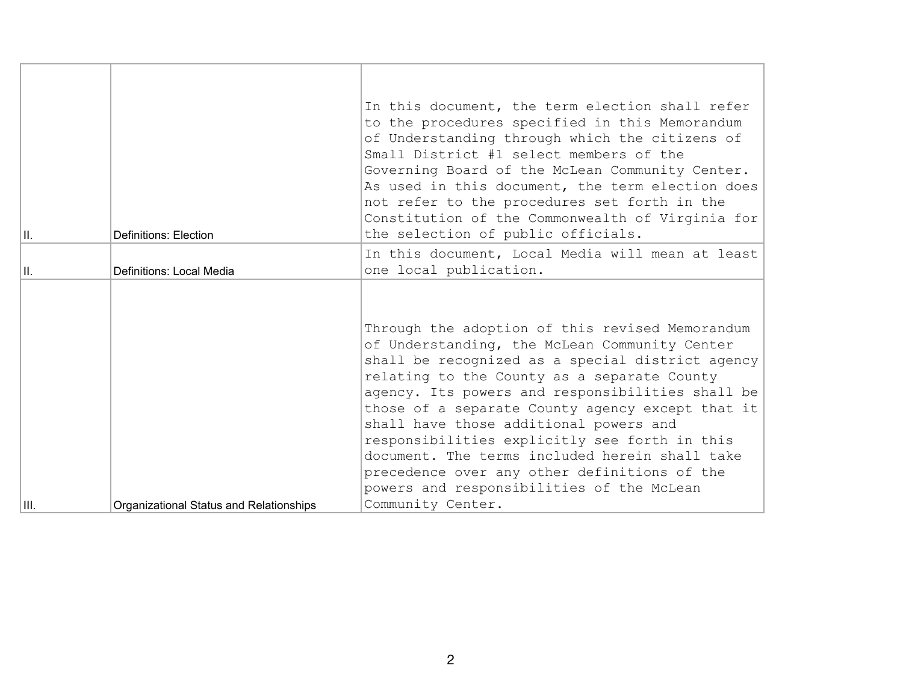| | | |
|---|---|---|
| II. | Definitions: Election | In this document, the term election shall refer to the procedures specified in this Memorandum of Understanding through which the citizens of Small District #1 select members of the Governing Board of the McLean Community Center. As used in this document, the term election does not refer to the procedures set forth in the Constitution of the Commonwealth of Virginia for the selection of public officials. |
| II. | Definitions: Local Media | In this document, Local Media will mean at least one local publication. |
| III. | Organizational Status and Relationships | Through the adoption of this revised Memorandum of Understanding, the McLean Community Center shall be recognized as a special district agency relating to the County as a separate County agency. Its powers and responsibilities shall be those of a separate County agency except that it shall have those additional powers and responsibilities explicitly see forth in this document. The terms included herein shall take precedence over any other definitions of the powers and responsibilities of the McLean Community Center. |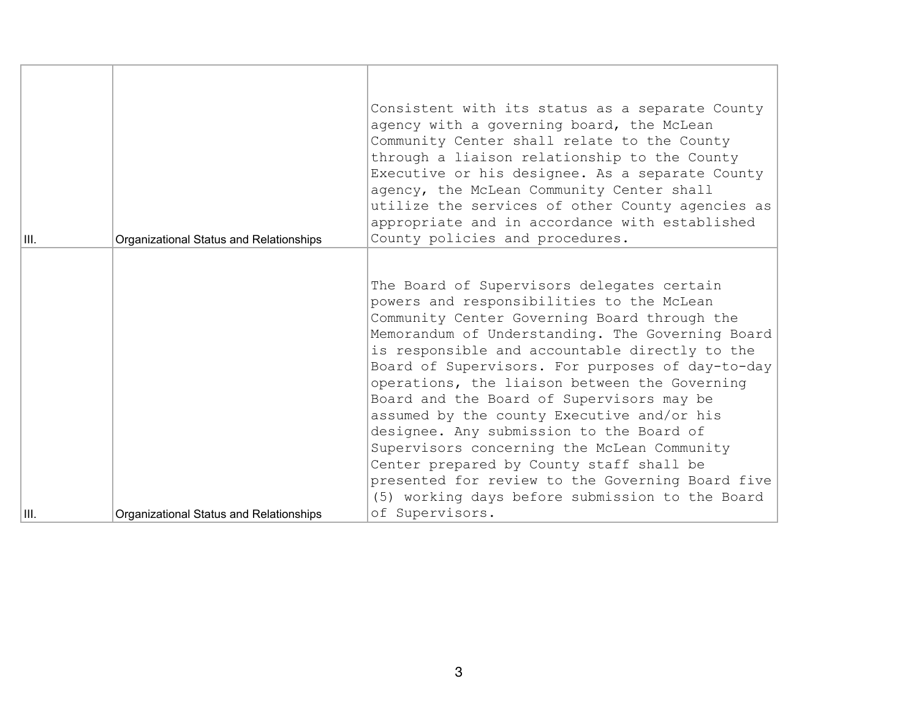| | | |
|---|---|---|
| III. | Organizational Status and Relationships | Consistent with its status as a separate County agency with a governing board, the McLean Community Center shall relate to the County through a liaison relationship to the County Executive or his designee. As a separate County agency, the McLean Community Center shall utilize the services of other County agencies as appropriate and in accordance with established County policies and procedures. |
| III. | Organizational Status and Relationships | The Board of Supervisors delegates certain powers and responsibilities to the McLean Community Center Governing Board through the Memorandum of Understanding. The Governing Board is responsible and accountable directly to the Board of Supervisors. For purposes of day-to-day operations, the liaison between the Governing Board and the Board of Supervisors may be assumed by the county Executive and/or his designee. Any submission to the Board of Supervisors concerning the McLean Community Center prepared by County staff shall be presented for review to the Governing Board five (5) working days before submission to the Board of Supervisors. |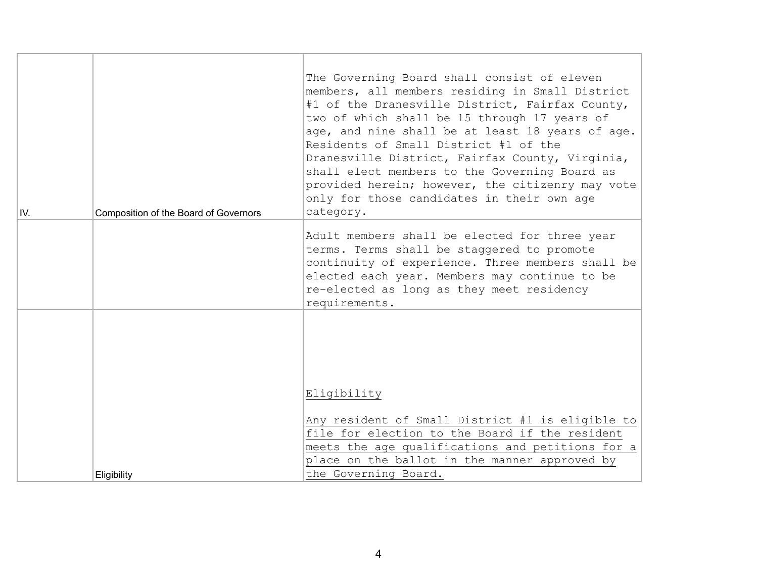| | | |
|---|---|---|
| IV. | Composition of the Board of Governors | The Governing Board shall consist of eleven members, all members residing in Small District #1 of the Dranesville District, Fairfax County, two of which shall be 15 through 17 years of age, and nine shall be at least 18 years of age. Residents of Small District #1 of the Dranesville District, Fairfax County, Virginia, shall elect members to the Governing Board as provided herein; however, the citizenry may vote only for those candidates in their own age category. |
| | | Adult members shall be elected for three year terms. Terms shall be staggered to promote continuity of experience. Three members shall be elected each year. Members may continue to be re-elected as long as they meet residency requirements. |
| | Eligibility | <u>Eligibility</u><br><br><u>Any resident of Small District #1 is eligible to file for election to the Board if the resident meets the age qualifications and petitions for a place on the ballot in the manner approved by the Governing Board.</u> |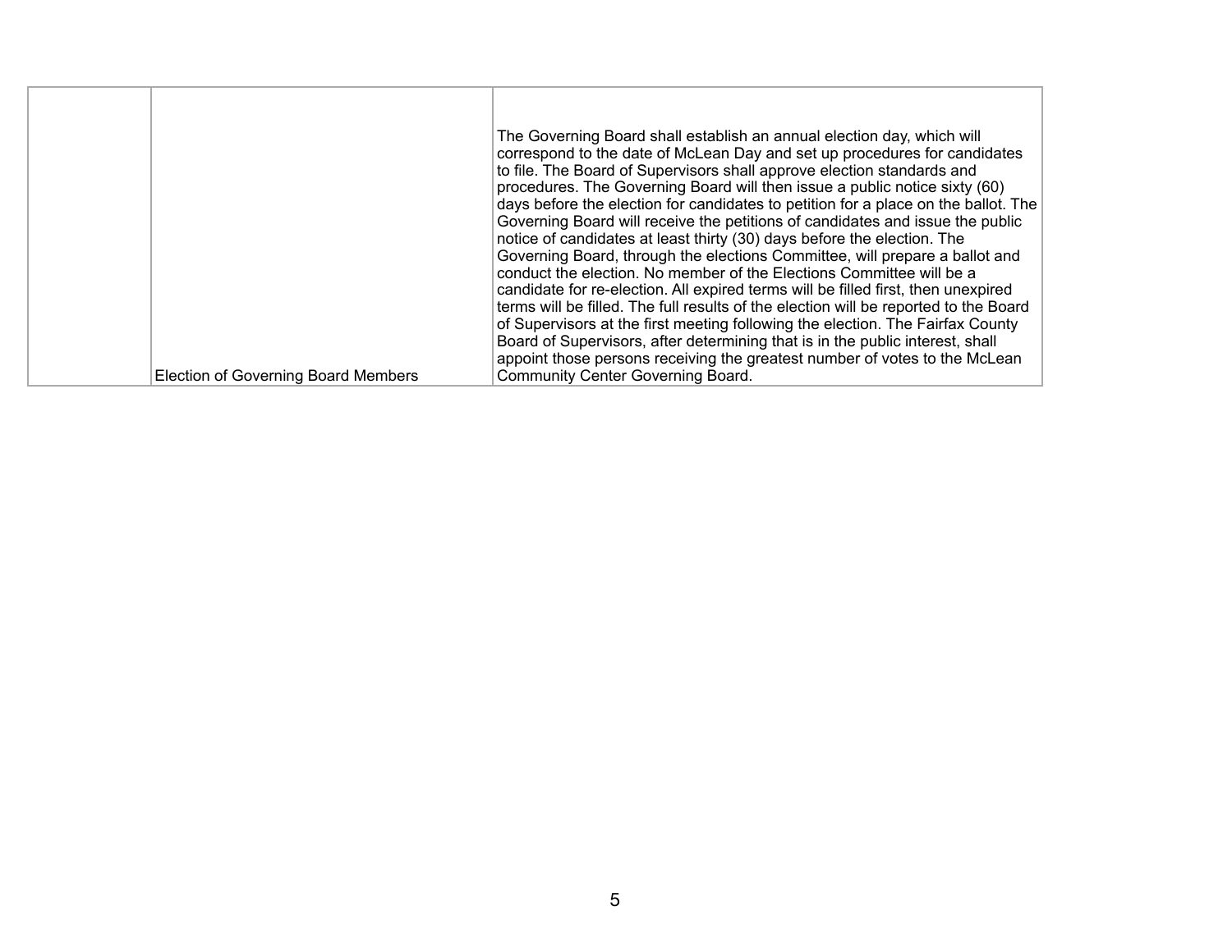| | | |
|---|---|---|
| | Election of Governing Board Members | The Governing Board shall establish an annual election day, which will correspond to the date of McLean Day and set up procedures for candidates to file. The Board of Supervisors shall approve election standards and procedures. The Governing Board will then issue a public notice sixty (60) days before the election for candidates to petition for a place on the ballot. The Governing Board will receive the petitions of candidates and issue the public notice of candidates at least thirty (30) days before the election. The Governing Board, through the elections Committee, will prepare a ballot and conduct the election. No member of the Elections Committee will be a candidate for re-election. All expired terms will be filled first, then unexpired terms will be filled. The full results of the election will be reported to the Board of Supervisors at the first meeting following the election. The Fairfax County Board of Supervisors, after determining that is in the public interest, shall appoint those persons receiving the greatest number of votes to the McLean Community Center Governing Board. |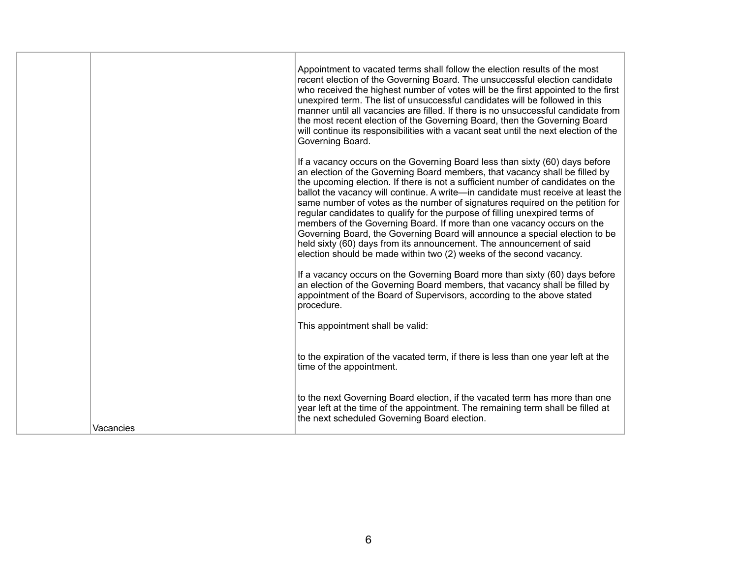| | | |
|---|---|---|
| | Vacancies | Appointment to vacated terms shall follow the election results of the most recent election of the Governing Board. The unsuccessful election candidate who received the highest number of votes will be the first appointed to the first unexpired term. The list of unsuccessful candidates will be followed in this manner until all vacancies are filled. If there is no unsuccessful candidate from the most recent election of the Governing Board, then the Governing Board will continue its responsibilities with a vacant seat until the next election of the Governing Board.<br><br>If a vacancy occurs on the Governing Board less than sixty (60) days before an election of the Governing Board members, that vacancy shall be filled by the upcoming election. If there is not a sufficient number of candidates on the ballot the vacancy will continue. A write—in candidate must receive at least the same number of votes as the number of signatures required on the petition for regular candidates to qualify for the purpose of filling unexpired terms of members of the Governing Board. If more than one vacancy occurs on the Governing Board, the Governing Board will announce a special election to be held sixty (60) days from its announcement. The announcement of said election should be made within two (2) weeks of the second vacancy.<br><br>If a vacancy occurs on the Governing Board more than sixty (60) days before an election of the Governing Board members, that vacancy shall be filled by appointment of the Board of Supervisors, according to the above stated procedure.<br><br>This appointment shall be valid:<br><br>to the expiration of the vacated term, if there is less than one year left at the time of the appointment.<br><br>to the next Governing Board election, if the vacated term has more than one year left at the time of the appointment. The remaining term shall be filled at the next scheduled Governing Board election. |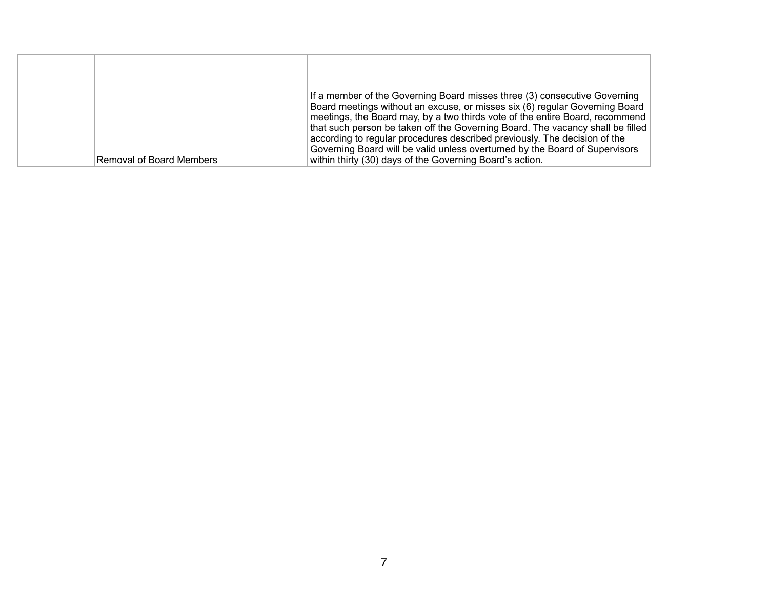| | | |
|---|---|---|
| | Removal of Board Members | If a member of the Governing Board misses three (3) consecutive Governing Board meetings without an excuse, or misses six (6) regular Governing Board meetings, the Board may, by a two thirds vote of the entire Board, recommend that such person be taken off the Governing Board. The vacancy shall be filled according to regular procedures described previously. The decision of the Governing Board will be valid unless overturned by the Board of Supervisors within thirty (30) days of the Governing Board's action. |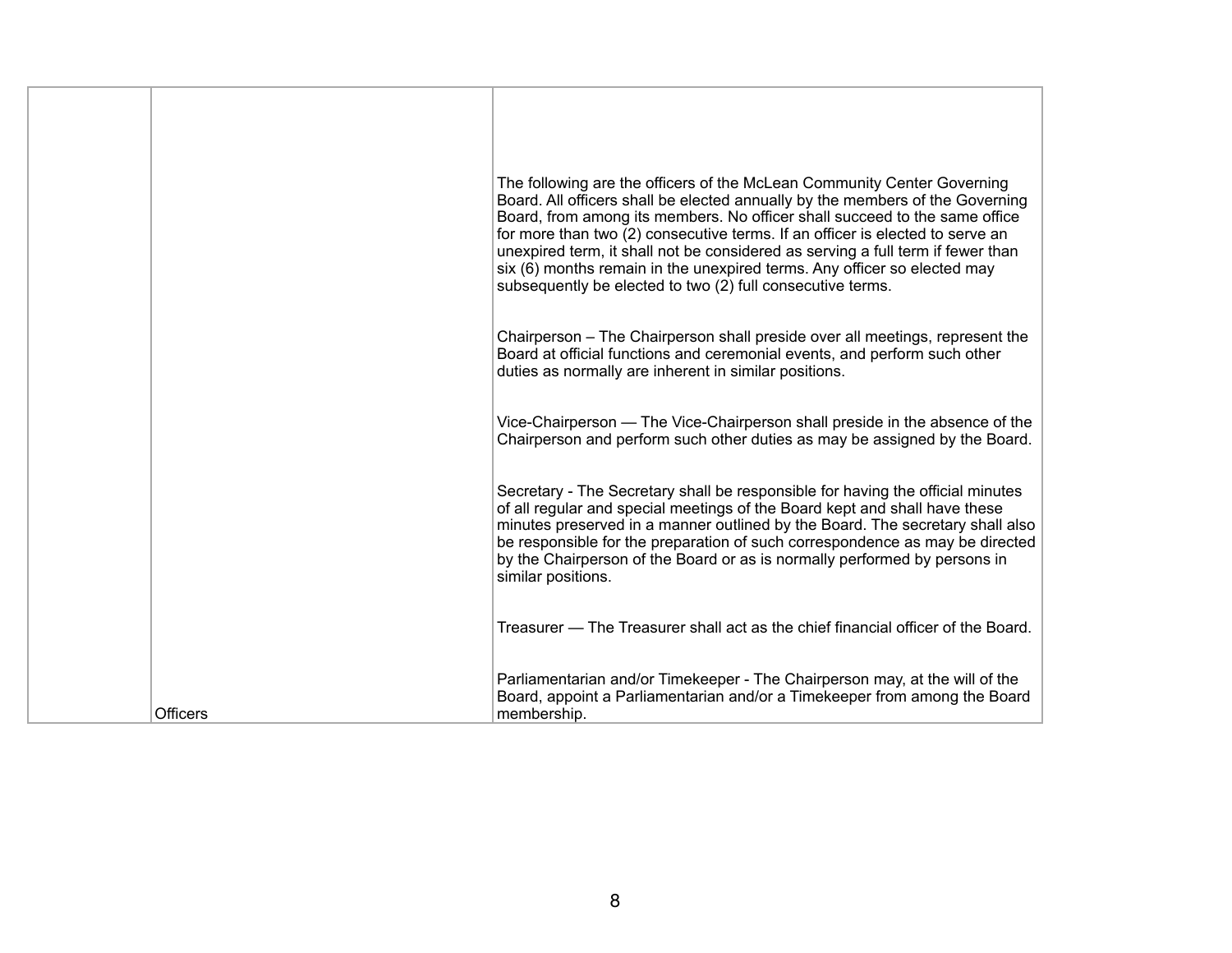| | | |
|---|---|---|
| | Officers | The following are the officers of the McLean Community Center Governing Board. All officers shall be elected annually by the members of the Governing Board, from among its members. No officer shall succeed to the same office for more than two (2) consecutive terms. If an officer is elected to serve an unexpired term, it shall not be considered as serving a full term if fewer than six (6) months remain in the unexpired terms. Any officer so elected may subsequently be elected to two (2) full consecutive terms.<br><br>Chairperson – The Chairperson shall preside over all meetings, represent the Board at official functions and ceremonial events, and perform such other duties as normally are inherent in similar positions.<br><br>Vice-Chairperson — The Vice-Chairperson shall preside in the absence of the Chairperson and perform such other duties as may be assigned by the Board.<br><br>Secretary - The Secretary shall be responsible for having the official minutes of all regular and special meetings of the Board kept and shall have these minutes preserved in a manner outlined by the Board. The secretary shall also be responsible for the preparation of such correspondence as may be directed by the Chairperson of the Board or as is normally performed by persons in similar positions.<br><br>Treasurer — The Treasurer shall act as the chief financial officer of the Board.<br><br>Parliamentarian and/or Timekeeper - The Chairperson may, at the will of the Board, appoint a Parliamentarian and/or a Timekeeper from among the Board membership. |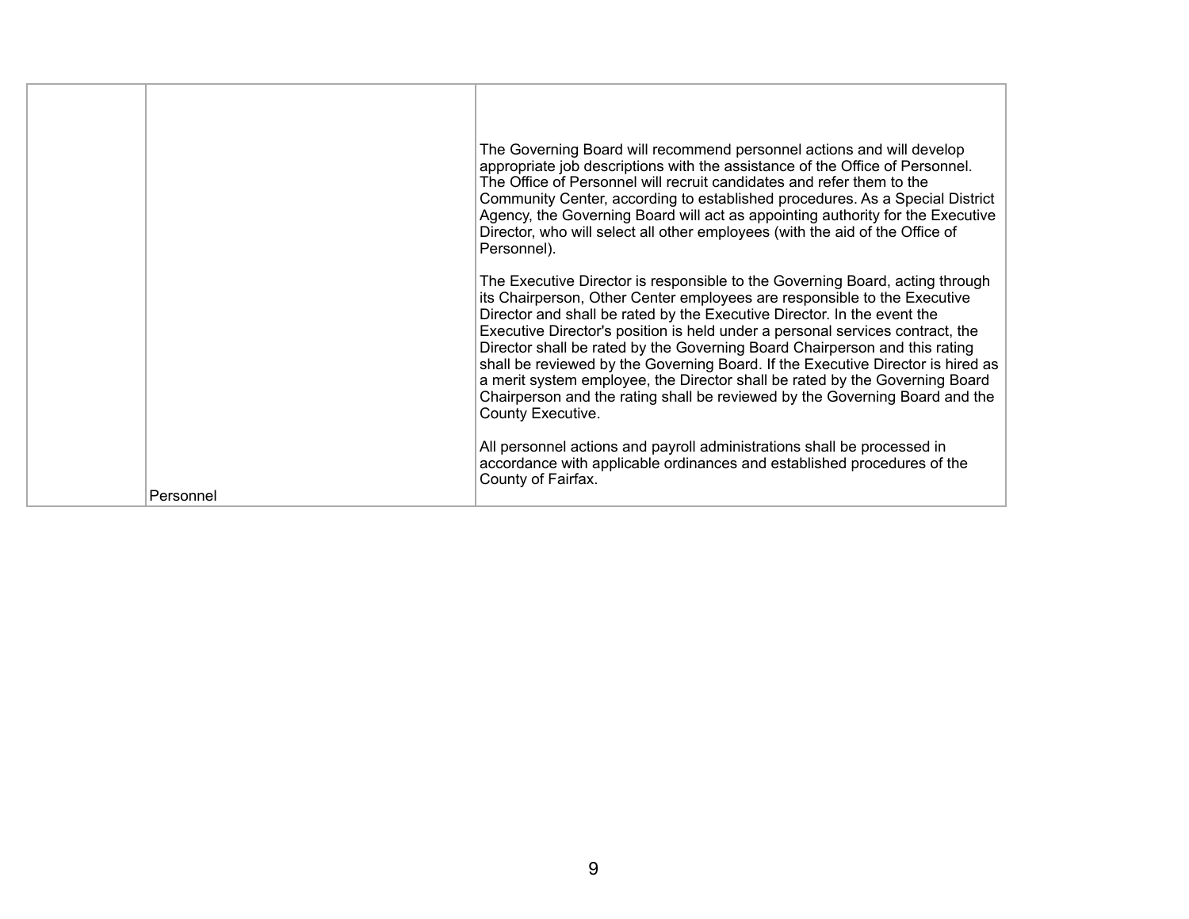|  | Personnel | The Governing Board will recommend personnel actions and will develop appropriate job descriptions with the assistance of the Office of Personnel. The Office of Personnel will recruit candidates and refer them to the Community Center, according to established procedures. As a Special District Agency, the Governing Board will act as appointing authority for the Executive Director, who will select all other employees (with the aid of the Office of Personnel).<br><br>The Executive Director is responsible to the Governing Board, acting through its Chairperson, Other Center employees are responsible to the Executive Director and shall be rated by the Executive Director. In the event the Executive Director's position is held under a personal services contract, the Director shall be rated by the Governing Board Chairperson and this rating shall be reviewed by the Governing Board. If the Executive Director is hired as a merit system employee, the Director shall be rated by the Governing Board Chairperson and the rating shall be reviewed by the Governing Board and the County Executive.<br><br>All personnel actions and payroll administrations shall be processed in accordance with applicable ordinances and established procedures of the County of Fairfax. |
|---|---|---|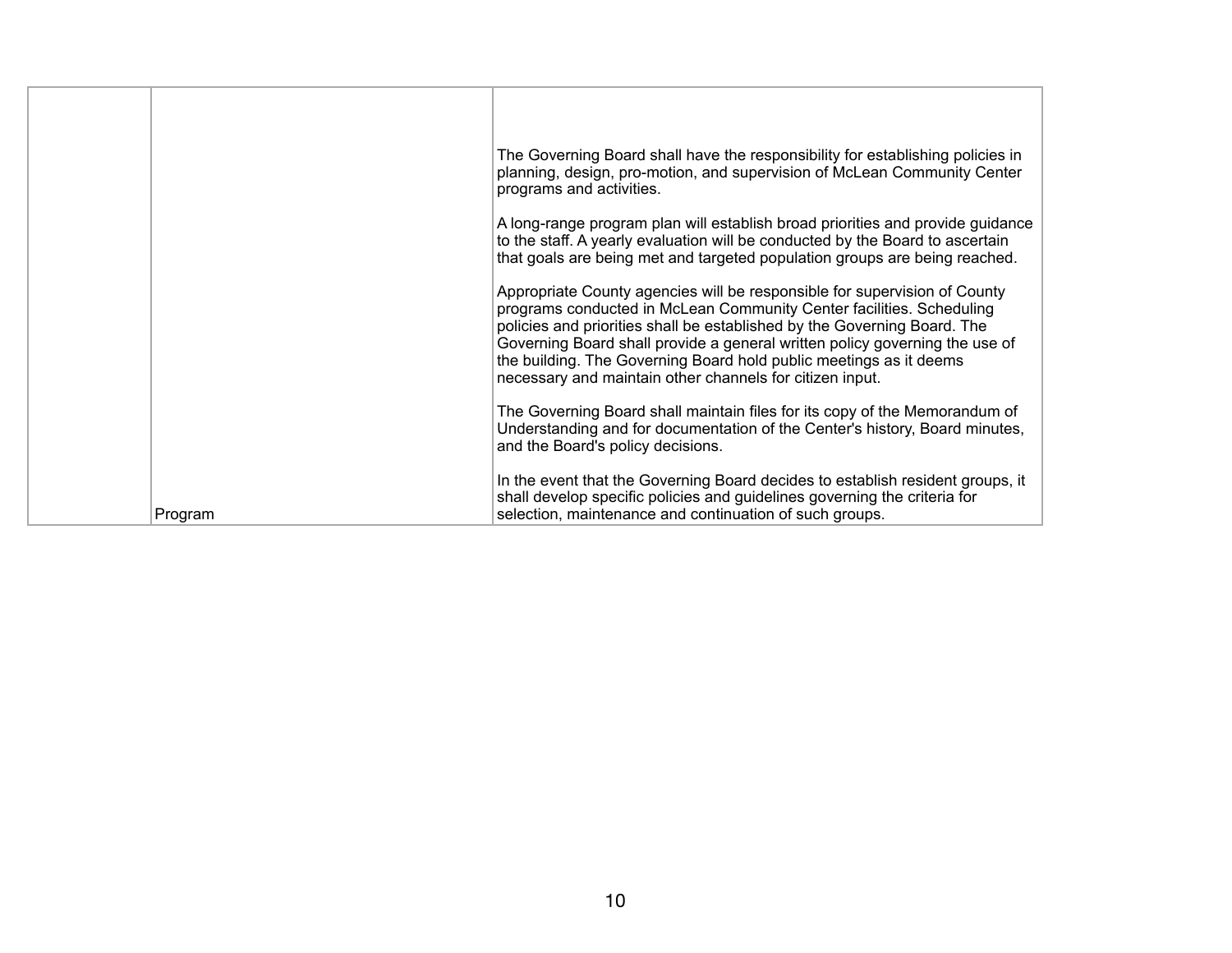| | | |
|---|---|---|
| | Program | The Governing Board shall have the responsibility for establishing policies in planning, design, pro-motion, and supervision of McLean Community Center programs and activities.<br><br>A long-range program plan will establish broad priorities and provide guidance to the staff. A yearly evaluation will be conducted by the Board to ascertain that goals are being met and targeted population groups are being reached.<br><br>Appropriate County agencies will be responsible for supervision of County programs conducted in McLean Community Center facilities. Scheduling policies and priorities shall be established by the Governing Board. The Governing Board shall provide a general written policy governing the use of the building. The Governing Board hold public meetings as it deems necessary and maintain other channels for citizen input.<br><br>The Governing Board shall maintain files for its copy of the Memorandum of Understanding and for documentation of the Center's history, Board minutes, and the Board's policy decisions.<br><br>In the event that the Governing Board decides to establish resident groups, it shall develop specific policies and guidelines governing the criteria for selection, maintenance and continuation of such groups. |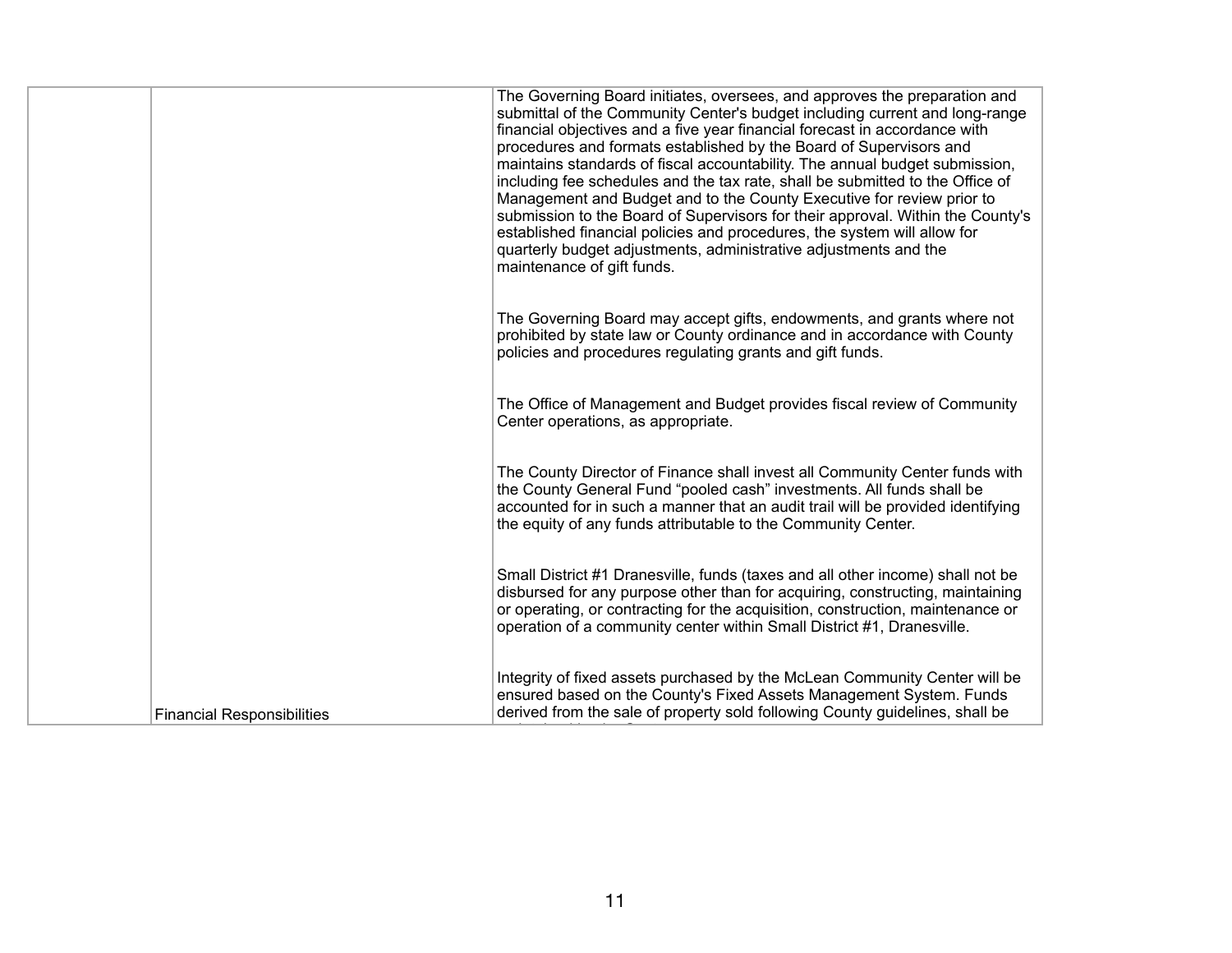| | | |
|---|---|---|
| | Financial Responsibilities | The Governing Board initiates, oversees, and approves the preparation and submittal of the Community Center's budget including current and long-range financial objectives and a five year financial forecast in accordance with procedures and formats established by the Board of Supervisors and maintains standards of fiscal accountability. The annual budget submission, including fee schedules and the tax rate, shall be submitted to the Office of Management and Budget and to the County Executive for review prior to submission to the Board of Supervisors for their approval. Within the County's established financial policies and procedures, the system will allow for quarterly budget adjustments, administrative adjustments and the maintenance of gift funds.<br><br>The Governing Board may accept gifts, endowments, and grants where not prohibited by state law or County ordinance and in accordance with County policies and procedures regulating grants and gift funds.<br><br>The Office of Management and Budget provides fiscal review of Community Center operations, as appropriate.<br><br>The County Director of Finance shall invest all Community Center funds with the County General Fund "pooled cash" investments. All funds shall be accounted for in such a manner that an audit trail will be provided identifying the equity of any funds attributable to the Community Center.<br><br>Small District #1 Dranesville, funds (taxes and all other income) shall not be disbursed for any purpose other than for acquiring, constructing, maintaining or operating, or contracting for the acquisition, construction, maintenance or operation of a community center within Small District #1, Dranesville.<br><br>Integrity of fixed assets purchased by the McLean Community Center will be ensured based on the County's Fixed Assets Management System. Funds derived from the sale of property sold following County guidelines, shall be |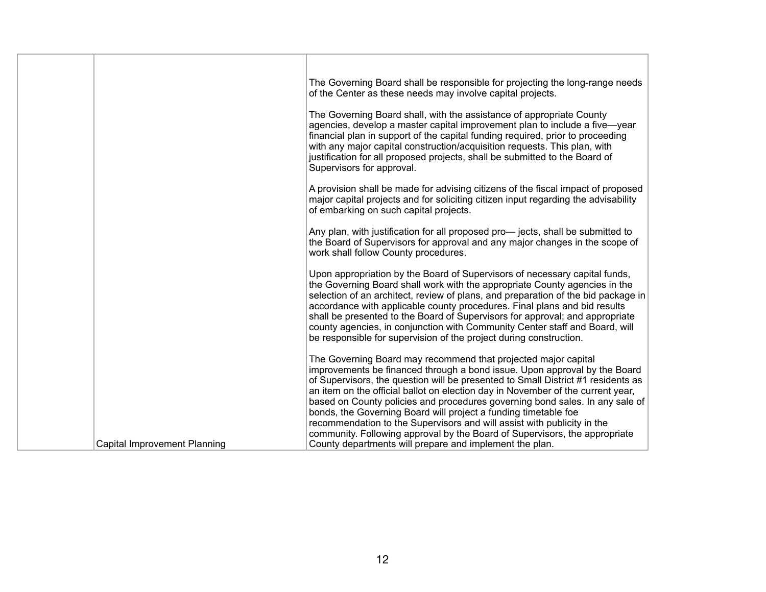|  |  |  |
|---|---|---|
|  | Capital Improvement Planning | The Governing Board shall be responsible for projecting the long-range needs of the Center as these needs may involve capital projects.<br><br>The Governing Board shall, with the assistance of appropriate County agencies, develop a master capital improvement plan to include a five—year financial plan in support of the capital funding required, prior to proceeding with any major capital construction/acquisition requests. This plan, with justification for all proposed projects, shall be submitted to the Board of Supervisors for approval.<br><br>A provision shall be made for advising citizens of the fiscal impact of proposed major capital projects and for soliciting citizen input regarding the advisability of embarking on such capital projects.<br><br>Any plan, with justification for all proposed pro— jects, shall be submitted to the Board of Supervisors for approval and any major changes in the scope of work shall follow County procedures.<br><br>Upon appropriation by the Board of Supervisors of necessary capital funds, the Governing Board shall work with the appropriate County agencies in the selection of an architect, review of plans, and preparation of the bid package in accordance with applicable county procedures. Final plans and bid results shall be presented to the Board of Supervisors for approval; and appropriate county agencies, in conjunction with Community Center staff and Board, will be responsible for supervision of the project during construction.<br><br>The Governing Board may recommend that projected major capital improvements be financed through a bond issue. Upon approval by the Board of Supervisors, the question will be presented to Small District #1 residents as an item on the official ballot on election day in November of the current year, based on County policies and procedures governing bond sales. In any sale of bonds, the Governing Board will project a funding timetable foe recommendation to the Supervisors and will assist with publicity in the community. Following approval by the Board of Supervisors, the appropriate County departments will prepare and implement the plan. |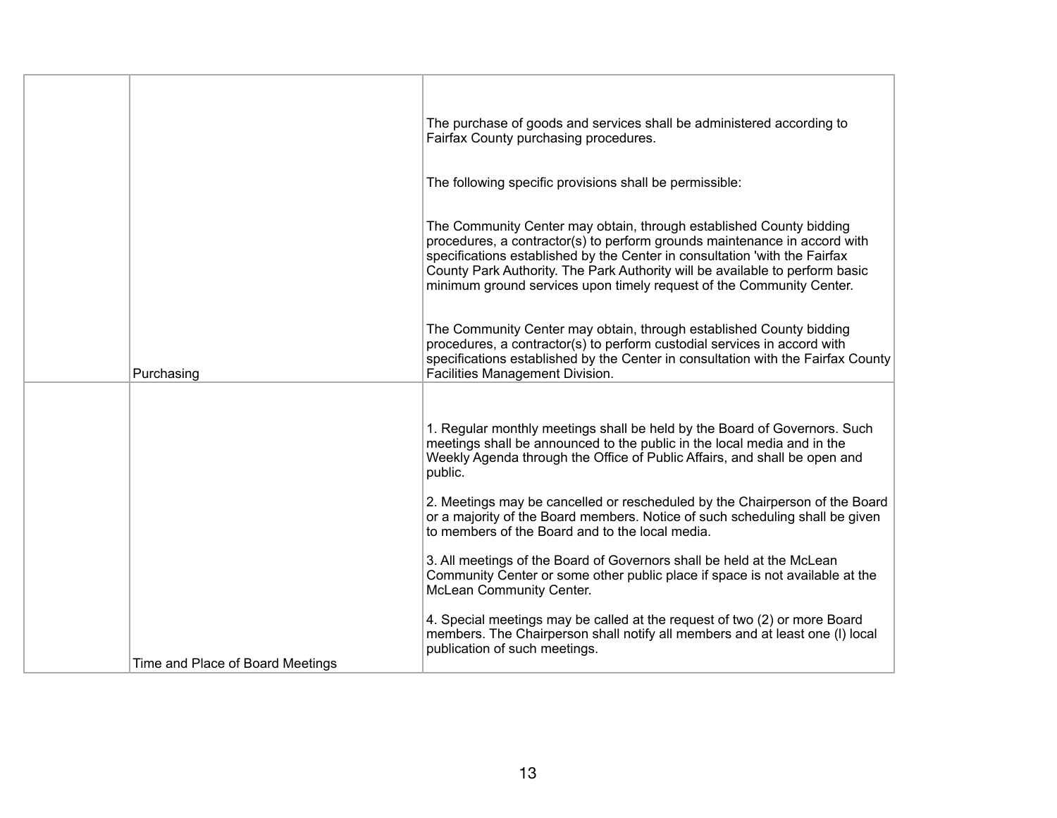| | | |
|---|---|---|
| | Purchasing | The purchase of goods and services shall be administered according to Fairfax County purchasing procedures.<br><br>The following specific provisions shall be permissible:<br><br>The Community Center may obtain, through established County bidding procedures, a contractor(s) to perform grounds maintenance in accord with specifications established by the Center in consultation 'with the Fairfax County Park Authority. The Park Authority will be available to perform basic minimum ground services upon timely request of the Community Center.<br><br>The Community Center may obtain, through established County bidding procedures, a contractor(s) to perform custodial services in accord with specifications established by the Center in consultation with the Fairfax County Facilities Management Division. |
| | Time and Place of Board Meetings | 1. Regular monthly meetings shall be held by the Board of Governors. Such meetings shall be announced to the public in the local media and in the Weekly Agenda through the Office of Public Affairs, and shall be open and public.<br><br>2. Meetings may be cancelled or rescheduled by the Chairperson of the Board or a majority of the Board members. Notice of such scheduling shall be given to members of the Board and to the local media.<br><br>3. All meetings of the Board of Governors shall be held at the McLean Community Center or some other public place if space is not available at the McLean Community Center.<br><br>4. Special meetings may be called at the request of two (2) or more Board members. The Chairperson shall notify all members and at least one (l) local publication of such meetings. |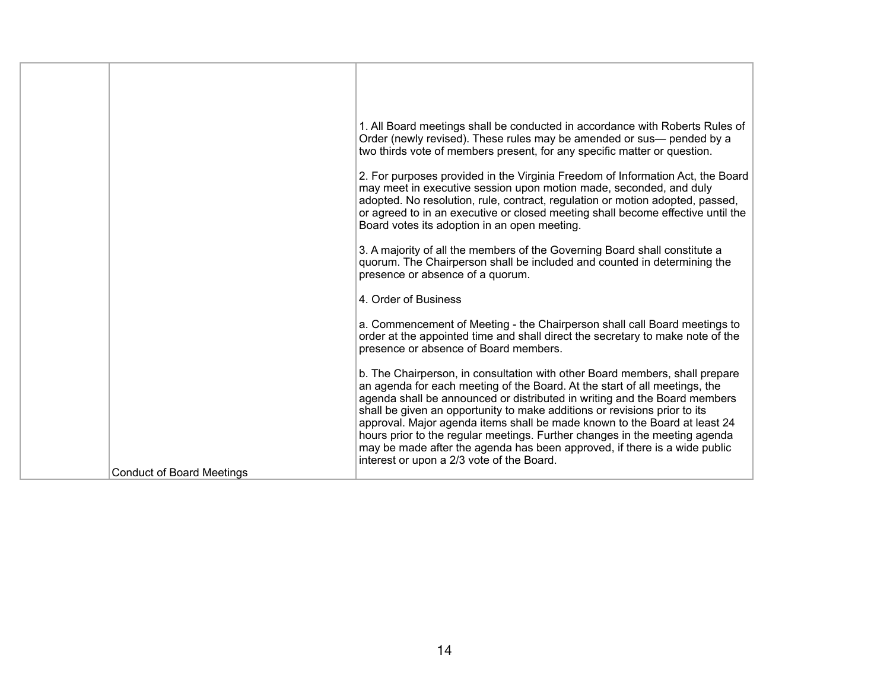| | | |
|---|---|---|
| | Conduct of Board Meetings | 1. All Board meetings shall be conducted in accordance with Roberts Rules of Order (newly revised). These rules may be amended or sus— pended by a two thirds vote of members present, for any specific matter or question.<br><br>2. For purposes provided in the Virginia Freedom of Information Act, the Board may meet in executive session upon motion made, seconded, and duly adopted. No resolution, rule, contract, regulation or motion adopted, passed, or agreed to in an executive or closed meeting shall become effective until the Board votes its adoption in an open meeting.<br><br>3. A majority of all the members of the Governing Board shall constitute a quorum. The Chairperson shall be included and counted in determining the presence or absence of a quorum.<br><br>4. Order of Business<br><br>a. Commencement of Meeting - the Chairperson shall call Board meetings to order at the appointed time and shall direct the secretary to make note of the presence or absence of Board members.<br><br>b. The Chairperson, in consultation with other Board members, shall prepare an agenda for each meeting of the Board. At the start of all meetings, the agenda shall be announced or distributed in writing and the Board members shall be given an opportunity to make additions or revisions prior to its approval. Major agenda items shall be made known to the Board at least 24 hours prior to the regular meetings. Further changes in the meeting agenda may be made after the agenda has been approved, if there is a wide public interest or upon a 2/3 vote of the Board. |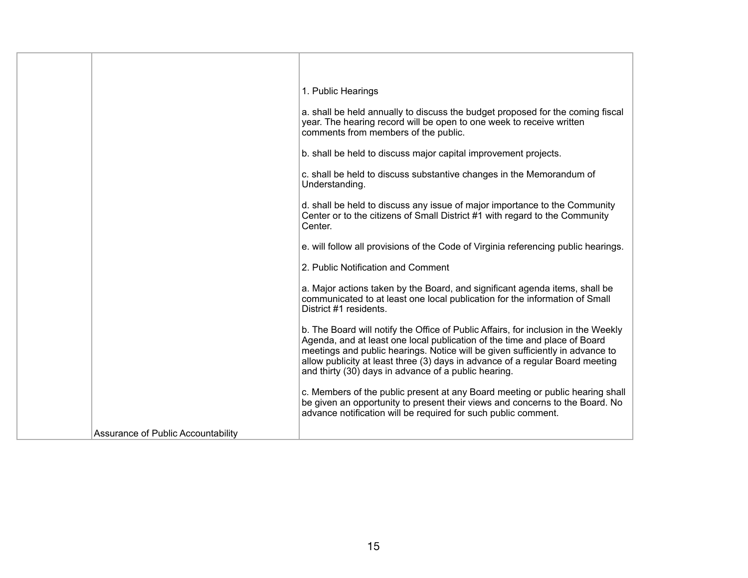| | | |
|---|---|---|
| | Assurance of Public Accountability | 1. Public Hearings<br><br>a. shall be held annually to discuss the budget proposed for the coming fiscal year. The hearing record will be open to one week to receive written comments from members of the public.<br><br>b. shall be held to discuss major capital improvement projects.<br><br>c. shall be held to discuss substantive changes in the Memorandum of Understanding.<br><br>d. shall be held to discuss any issue of major importance to the Community Center or to the citizens of Small District #1 with regard to the Community Center.<br><br>e. will follow all provisions of the Code of Virginia referencing public hearings.<br><br>2. Public Notification and Comment<br><br>a. Major actions taken by the Board, and significant agenda items, shall be communicated to at least one local publication for the information of Small District #1 residents.<br><br>b. The Board will notify the Office of Public Affairs, for inclusion in the Weekly Agenda, and at least one local publication of the time and place of Board meetings and public hearings. Notice will be given sufficiently in advance to allow publicity at least three (3) days in advance of a regular Board meeting and thirty (30) days in advance of a public hearing.<br><br>c. Members of the public present at any Board meeting or public hearing shall be given an opportunity to present their views and concerns to the Board. No advance notification will be required for such public comment. |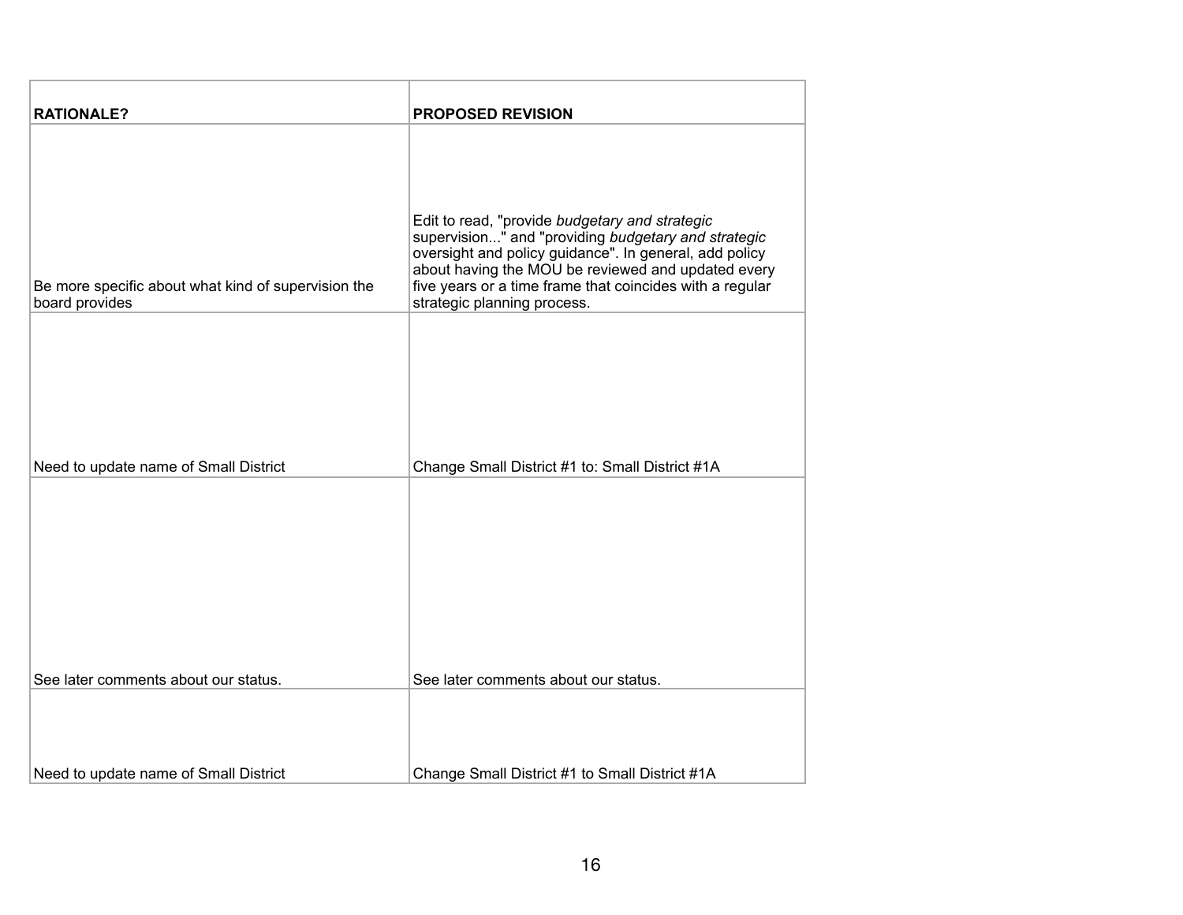| RATIONALE? | PROPOSED REVISION |
|---|---|
| Be more specific about what kind of supervision the board provides | Edit to read, "provide *budgetary and strategic* supervision..." and "providing *budgetary and strategic* oversight and policy guidance". In general, add policy about having the MOU be reviewed and updated every five years or a time frame that coincides with a regular strategic planning process. |
| Need to update name of Small District | Change Small District #1 to: Small District #1A |
| See later comments about our status. | See later comments about our status. |
| Need to update name of Small District | Change Small District #1 to Small District #1A |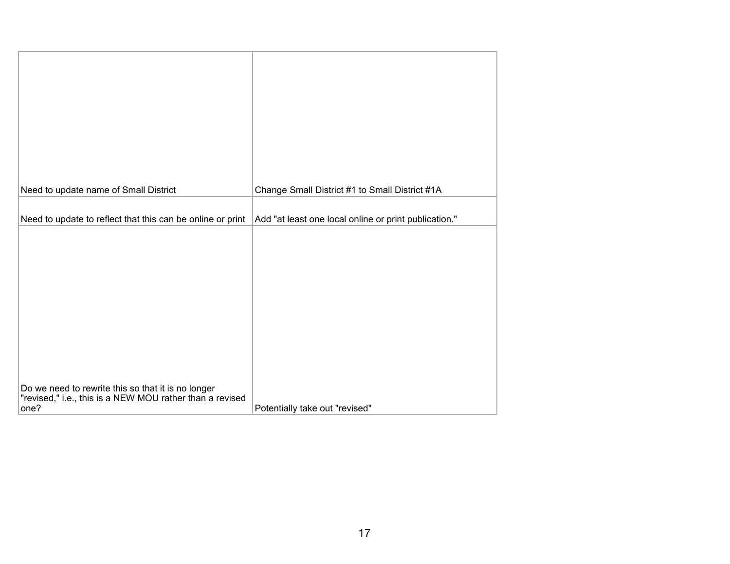| | |
|---|---|
| Need to update name of Small District | Change Small District #1 to Small District #1A |
| Need to update to reflect that this can be online or print | Add "at least one local online or print publication." |
| Do we need to rewrite this so that it is no longer "revised," i.e., this is a NEW MOU rather than a revised one? | Potentially take out "revised" |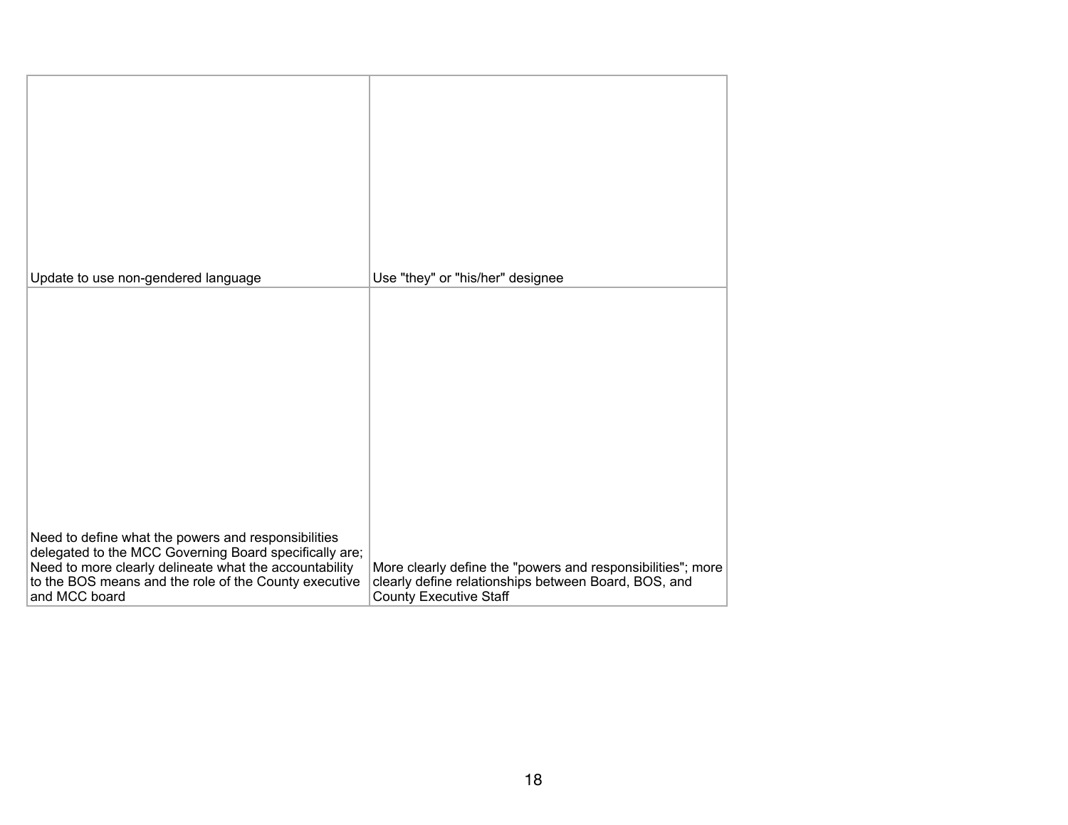| | |
|---|---|
| Update to use non-gendered language | Use "they" or "his/her" designee |
| Need to define what the powers and responsibilities delegated to the MCC Governing Board specifically are; Need to more clearly delineate what the accountability to the BOS means and the role of the County executive and MCC board | More clearly define the "powers and responsibilities"; more clearly define relationships between Board, BOS, and County Executive Staff |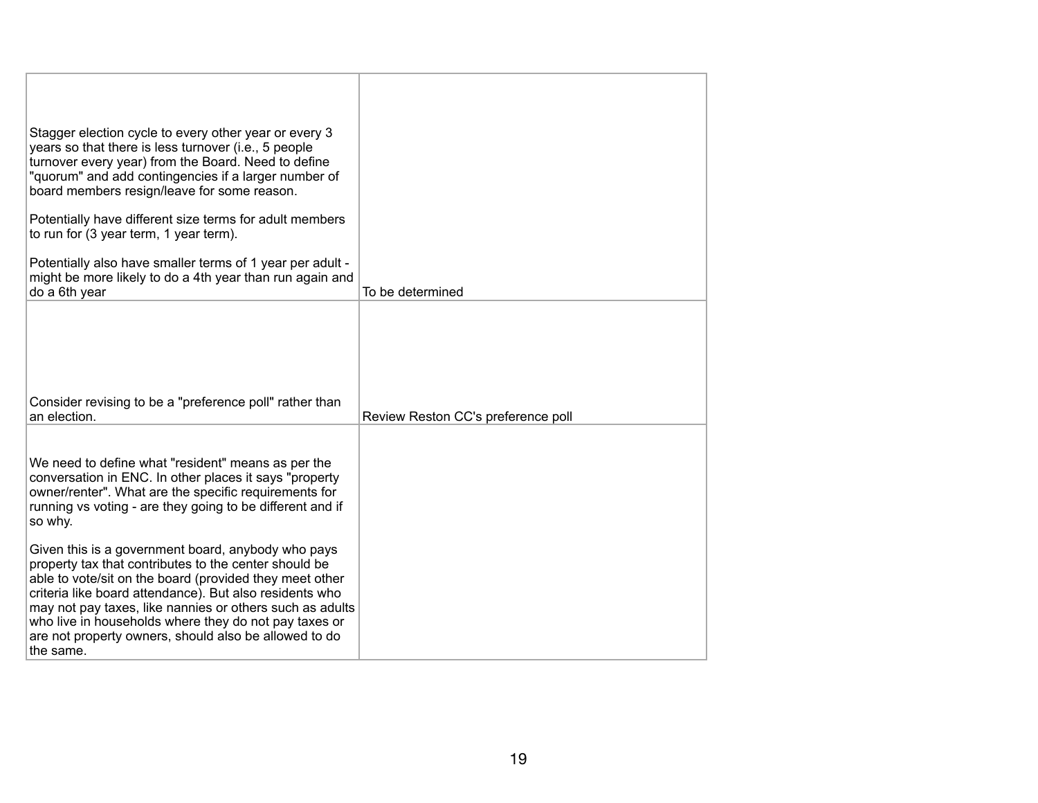| | |
|---|---|
| Stagger election cycle to every other year or every 3 years so that there is less turnover (i.e., 5 people turnover every year) from the Board. Need to define "quorum" and add contingencies if a larger number of board members resign/leave for some reason.<br><br>Potentially have different size terms for adult members to run for (3 year term, 1 year term).<br><br>Potentially also have smaller terms of 1 year per adult - might be more likely to do a 4th year than run again and do a 6th year | To be determined |
| Consider revising to be a "preference poll" rather than an election. | Review Reston CC's preference poll |
| We need to define what "resident" means as per the conversation in ENC. In other places it says "property owner/renter". What are the specific requirements for running vs voting - are they going to be different and if so why.<br><br>Given this is a government board, anybody who pays property tax that contributes to the center should be able to vote/sit on the board (provided they meet other criteria like board attendance). But also residents who may not pay taxes, like nannies or others such as adults who live in households where they do not pay taxes or are not property owners, should also be allowed to do the same. | |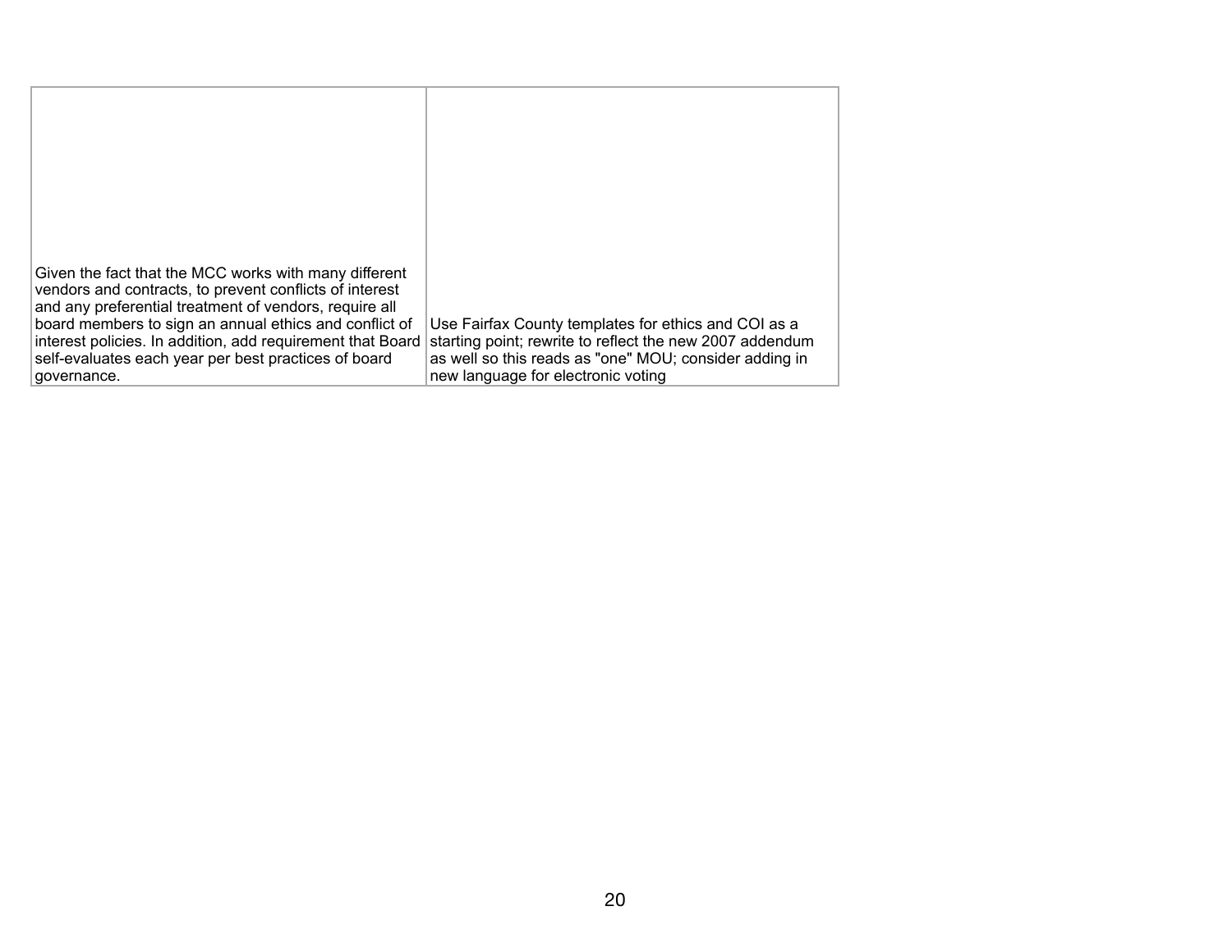| | |
|---|---|
| Given the fact that the MCC works with many different vendors and contracts, to prevent conflicts of interest and any preferential treatment of vendors, require all board members to sign an annual ethics and conflict of interest policies. In addition, add requirement that Board self-evaluates each year per best practices of board governance. | Use Fairfax County templates for ethics and COI as a starting point; rewrite to reflect the new 2007 addendum as well so this reads as "one" MOU; consider adding in new language for electronic voting |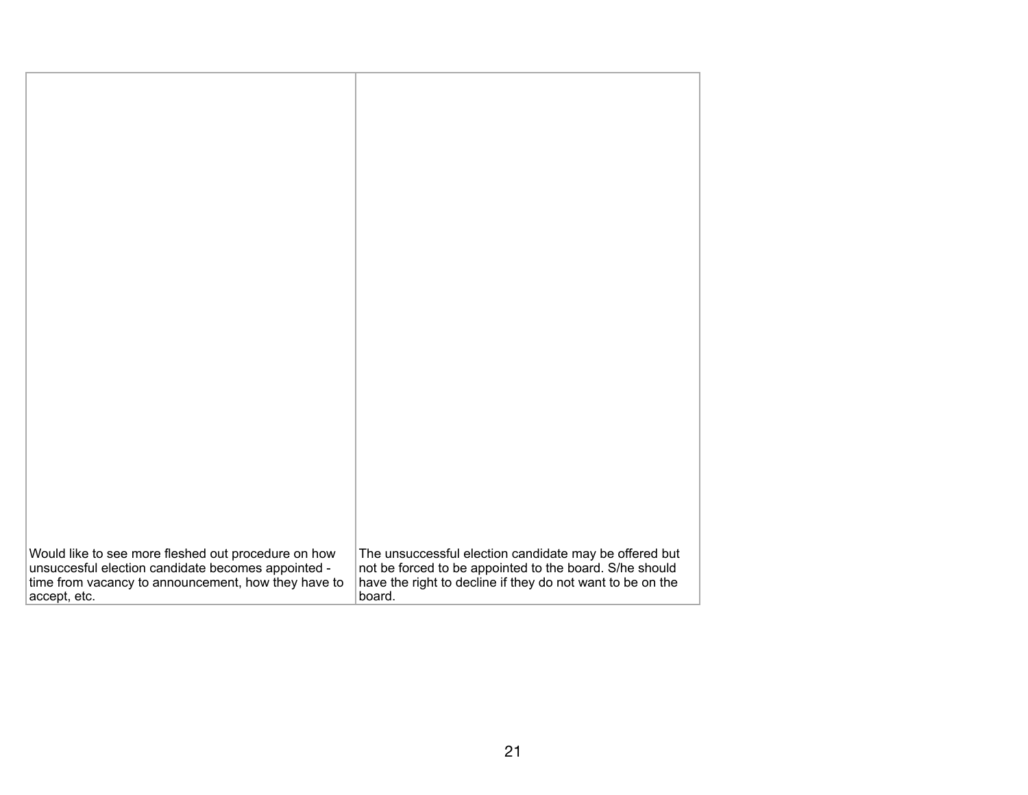| | |
|---|---|
| Would like to see more fleshed out procedure on how unsuccesful election candidate becomes appointed - time from vacancy to announcement, how they have to accept, etc. | The unsuccessful election candidate may be offered but not be forced to be appointed to the board. S/he should have the right to decline if they do not want to be on the board. |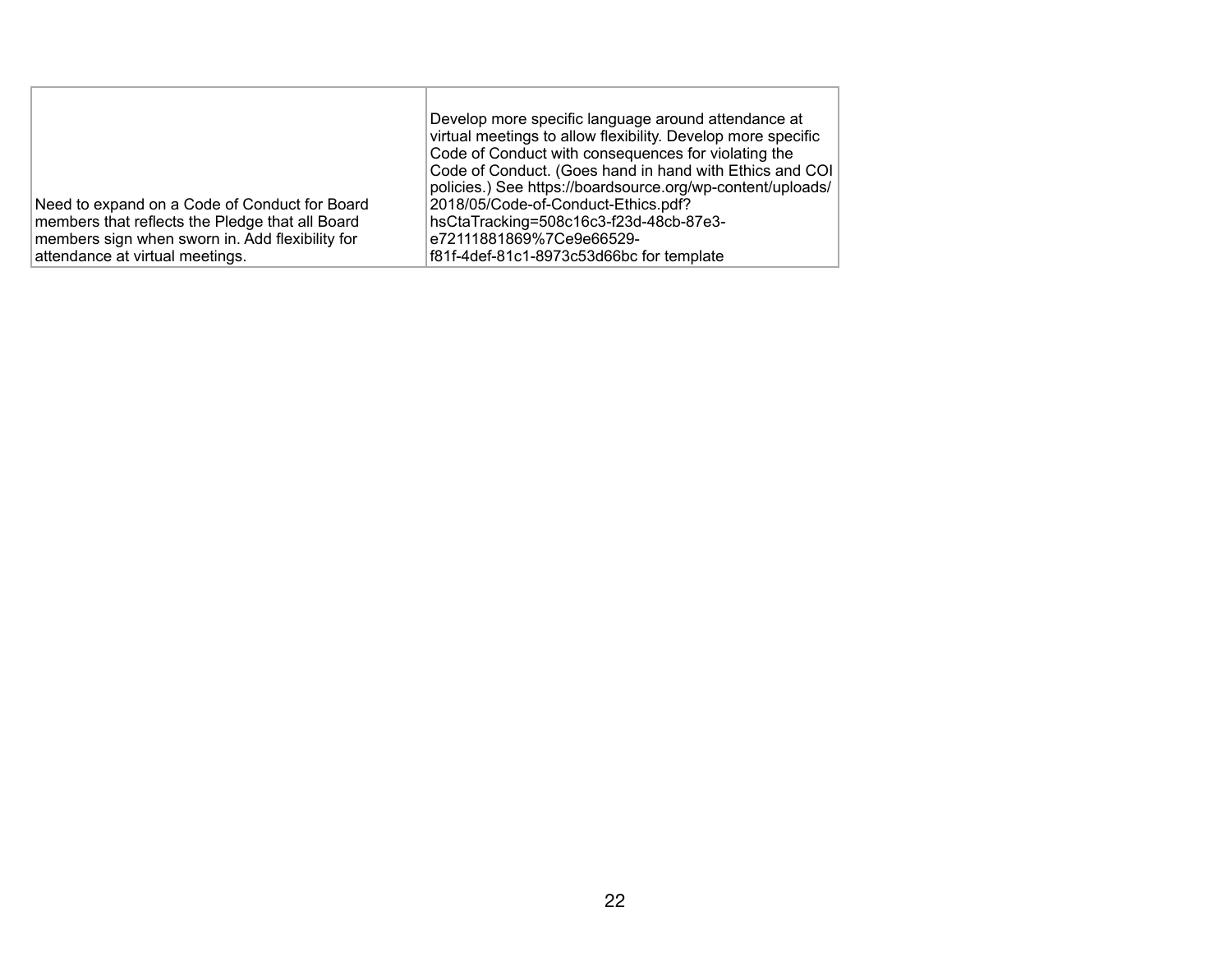| | |
|---|---|
| Need to expand on a Code of Conduct for Board members that reflects the Pledge that all Board members sign when sworn in. Add flexibility for attendance at virtual meetings. | Develop more specific language around attendance at virtual meetings to allow flexibility. Develop more specific Code of Conduct with consequences for violating the Code of Conduct. (Goes hand in hand with Ethics and COI policies.) See https://boardsource.org/wp-content/uploads/2018/05/Code-of-Conduct-Ethics.pdf?hsCtaTracking=508c16c3-f23d-48cb-87e3-e72111881869%7Ce9e66529-f81f-4def-81c1-8973c53d66bc for template |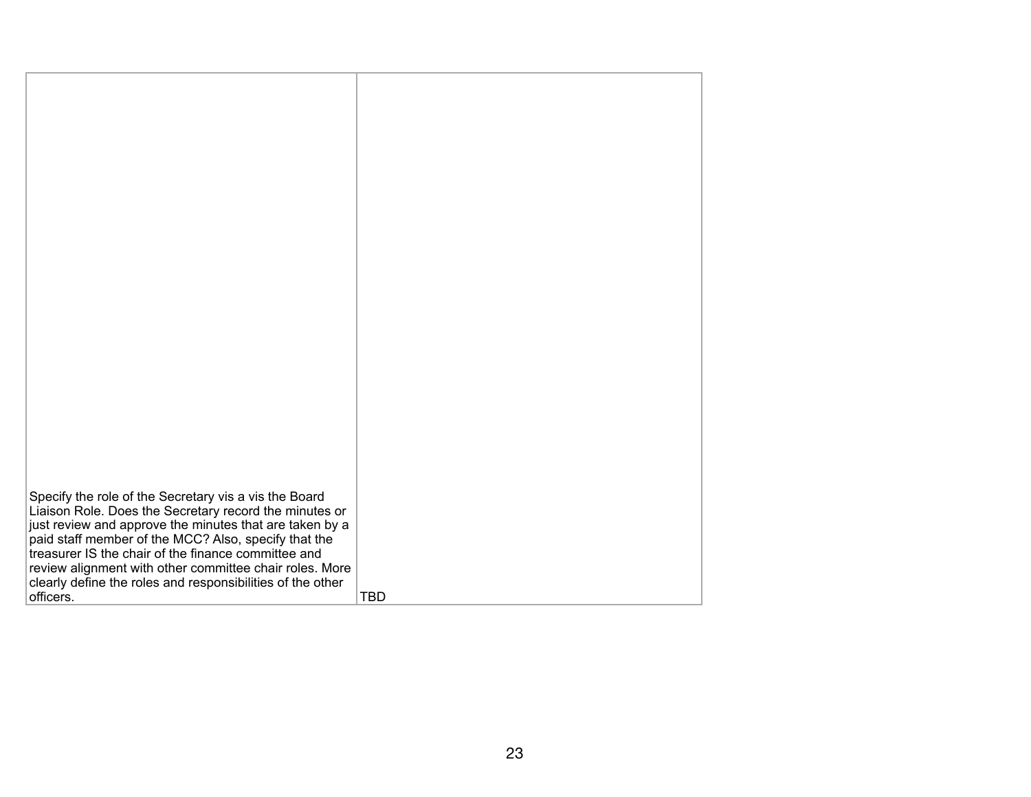| | |
|---|---|
| Specify the role of the Secretary vis a vis the Board Liaison Role. Does the Secretary record the minutes or just review and approve the minutes that are taken by a paid staff member of the MCC? Also, specify that the treasurer IS the chair of the finance committee and review alignment with other committee chair roles. More clearly define the roles and responsibilities of the other officers. | TBD |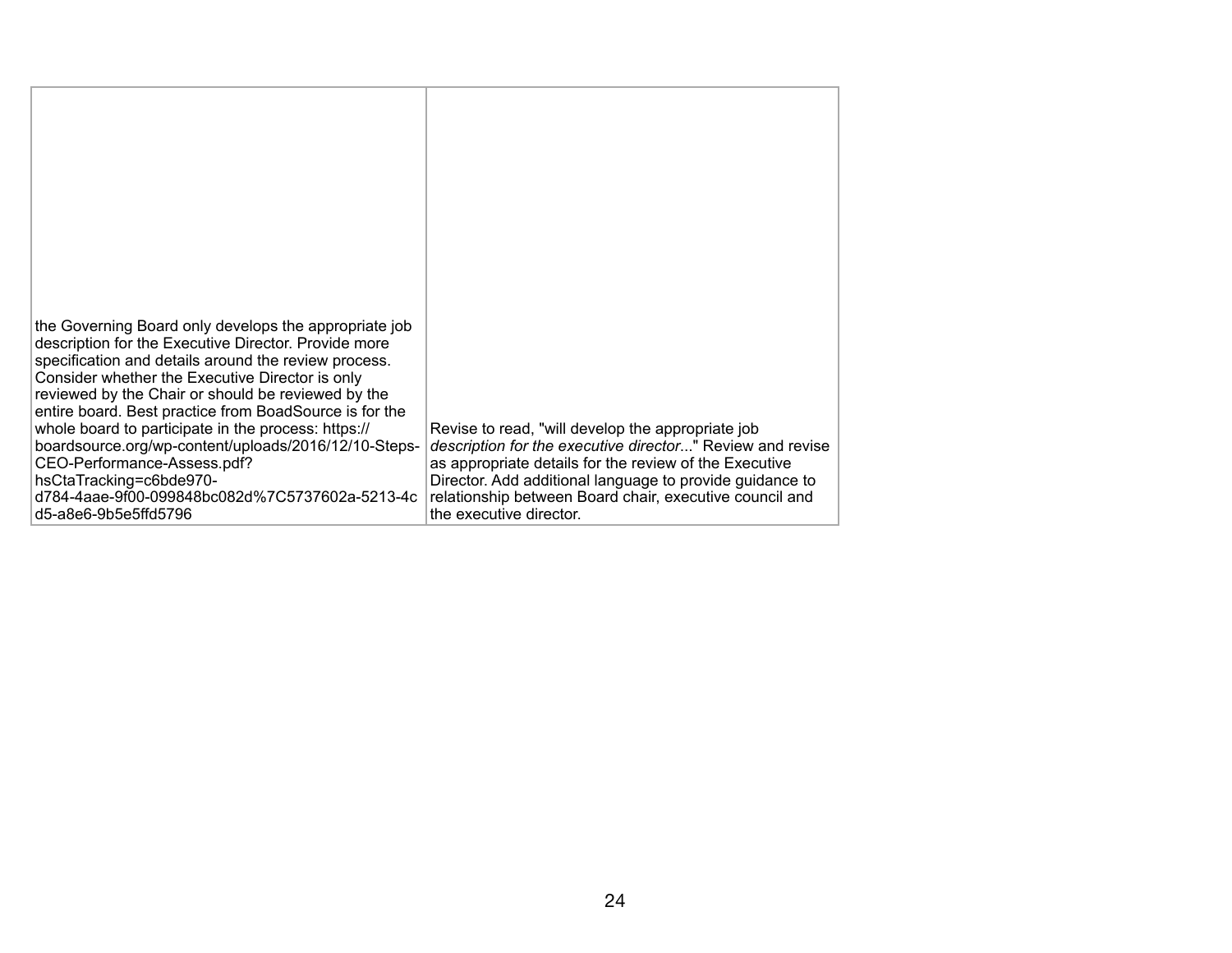| | |
|---|---|
| the Governing Board only develops the appropriate job description for the Executive Director. Provide more specification and details around the review process. Consider whether the Executive Director is only reviewed by the Chair or should be reviewed by the entire board. Best practice from BoadSource is for the whole board to participate in the process: https://boardsource.org/wp-content/uploads/2016/12/10-Steps-CEO-Performance-Assess.pdf?hsCtaTracking=c6bde970-d784-4aae-9f00-099848bc082d%7C5737602a-5213-4cd5-a8e6-9b5e5ffd5796 | Revise to read, "will develop the appropriate job *description for the executive director*..." Review and revise as appropriate details for the review of the Executive Director. Add additional language to provide guidance to relationship between Board chair, executive council and the executive director. |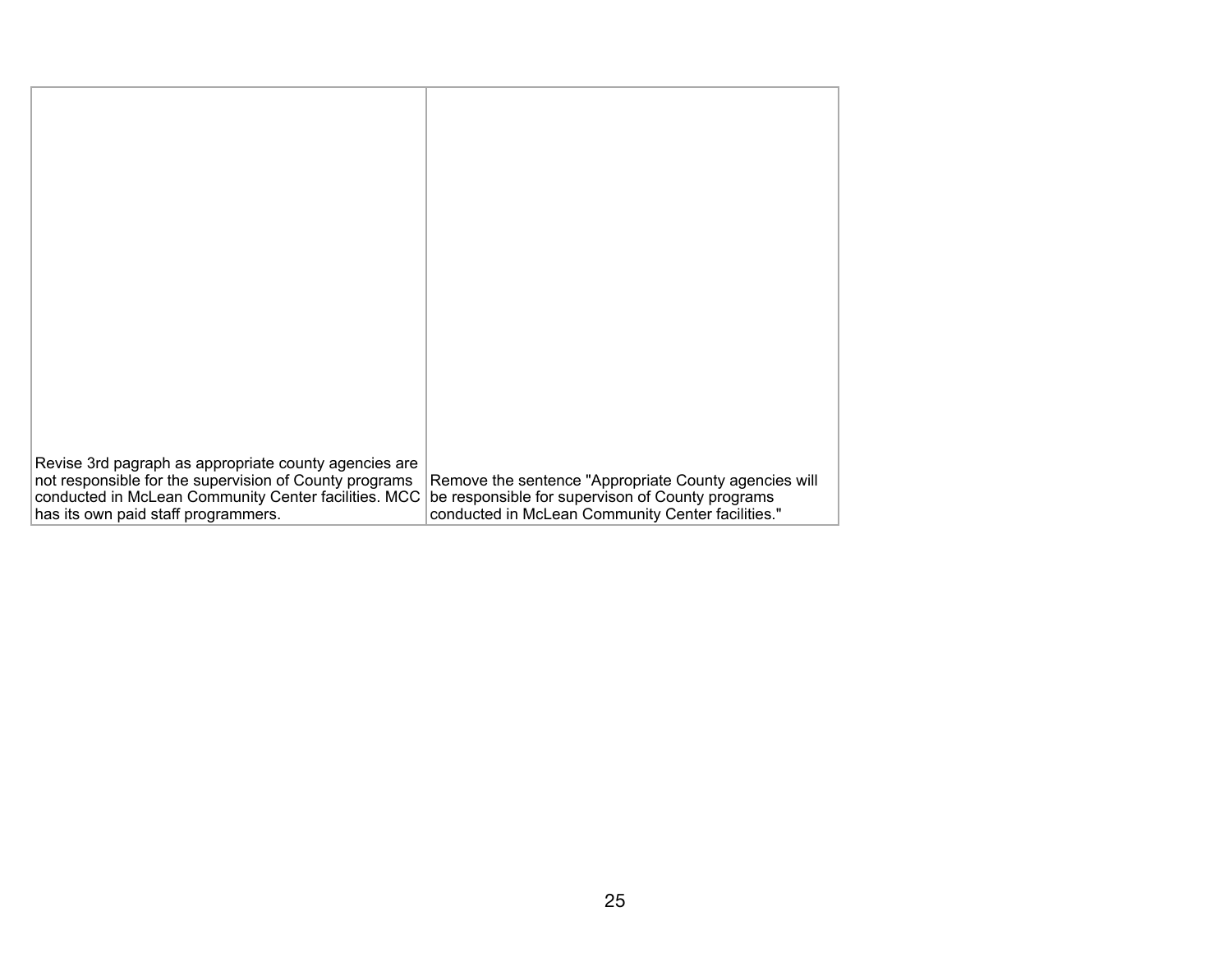| | |
|---|---|
| Revise 3rd pagraph as appropriate county agencies are not responsible for the supervision of County programs conducted in McLean Community Center facilities. MCC has its own paid staff programmers. | Remove the sentence "Appropriate County agencies will be responsible for supervison of County programs conducted in McLean Community Center facilities." |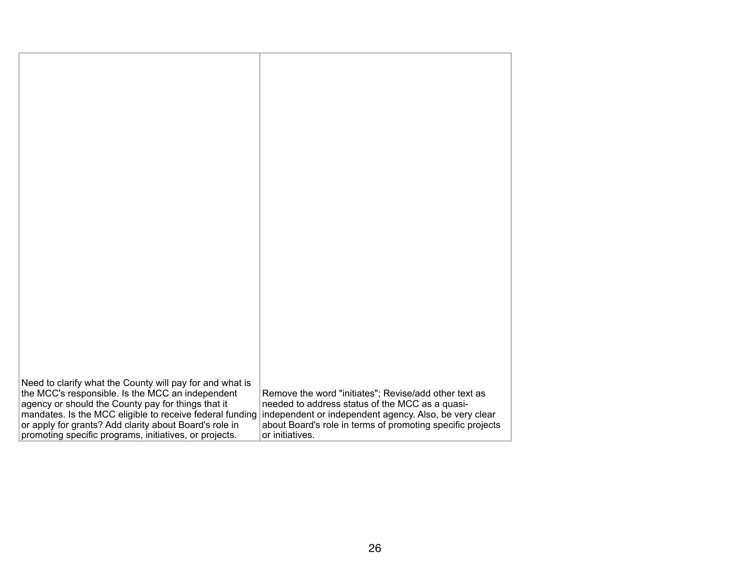| | |
|---|---|
| Need to clarify what the County will pay for and what is the MCC's responsible. Is the MCC an independent agency or should the County pay for things that it mandates. Is the MCC eligible to receive federal funding or apply for grants? Add clarity about Board's role in promoting specific programs, initiatives, or projects. | Remove the word "initiates"; Revise/add other text as needed to address status of the MCC as a quasi-independent or independent agency. Also, be very clear about Board's role in terms of promoting specific projects or initiatives. |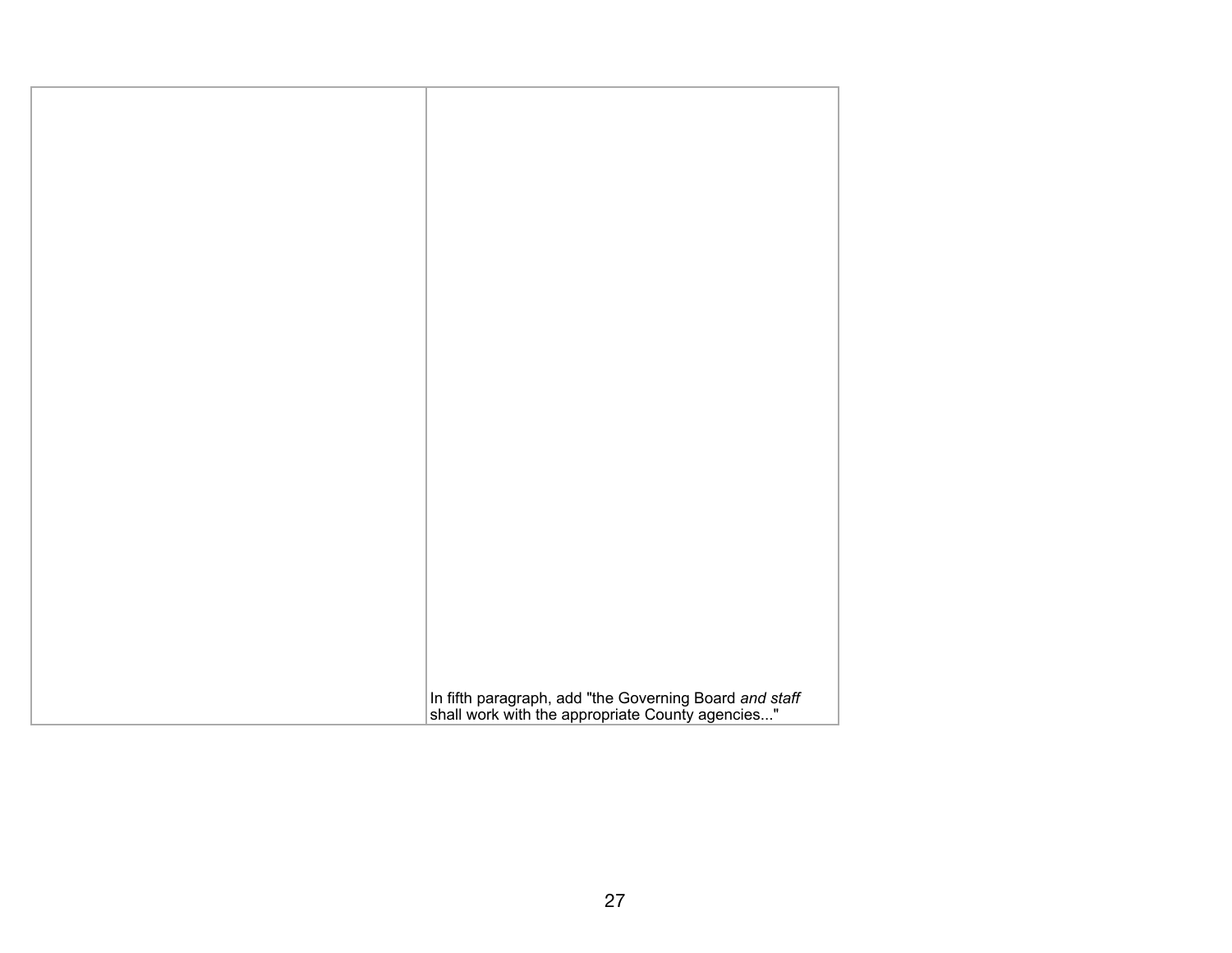| | |
|---|---|
| | In fifth paragraph, add "the Governing Board *and staff* shall work with the appropriate County agencies..." |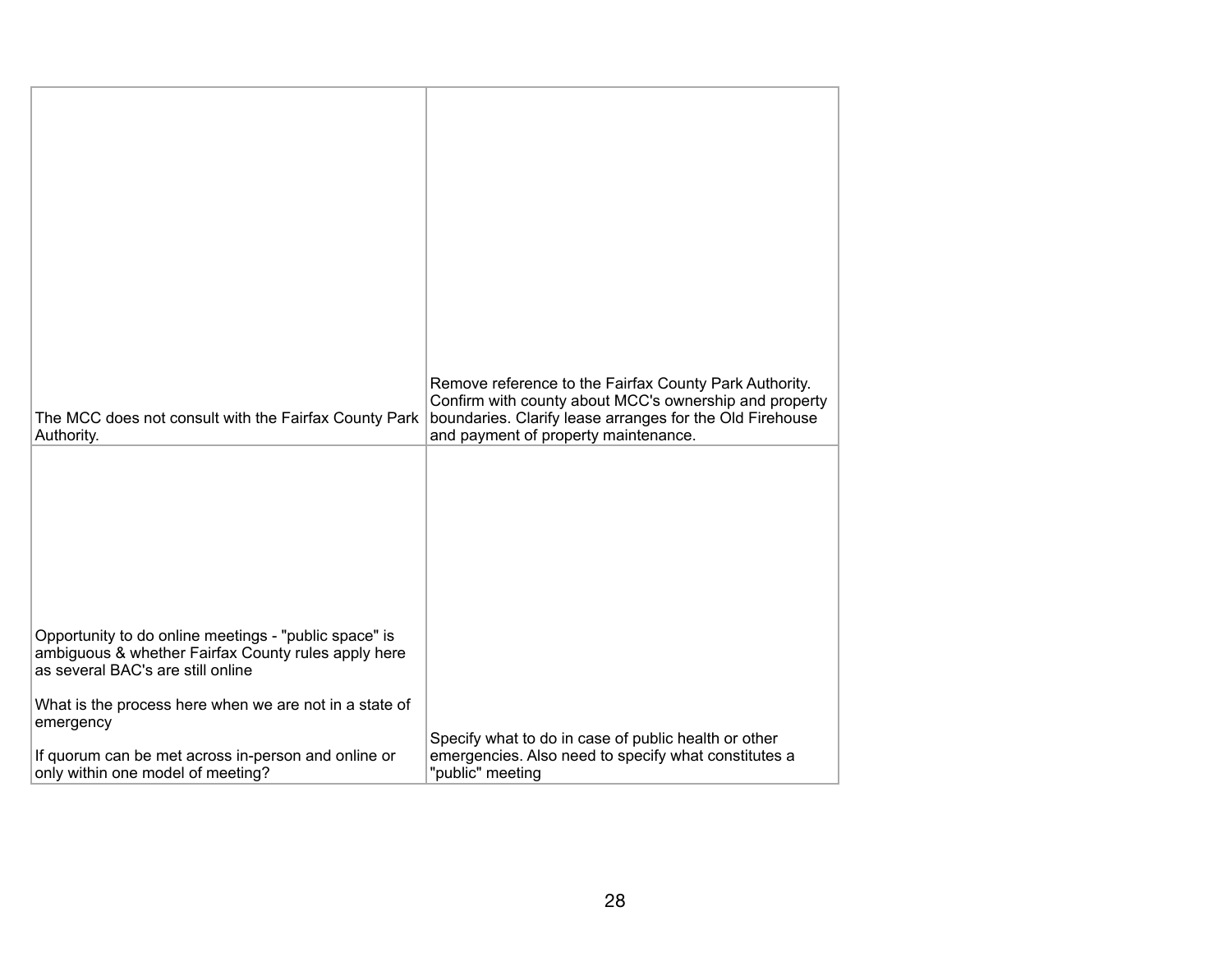| | |
|---|---|
| The MCC does not consult with the Fairfax County Park Authority. | Remove reference to the Fairfax County Park Authority. Confirm with county about MCC's ownership and property boundaries. Clarify lease arranges for the Old Firehouse and payment of property maintenance. |
| Opportunity to do online meetings - "public space" is ambiguous & whether Fairfax County rules apply here as several BAC's are still online<br><br>What is the process here when we are not in a state of emergency<br><br>If quorum can be met across in-person and online or only within one model of meeting? | Specify what to do in case of public health or other emergencies. Also need to specify what constitutes a "public" meeting |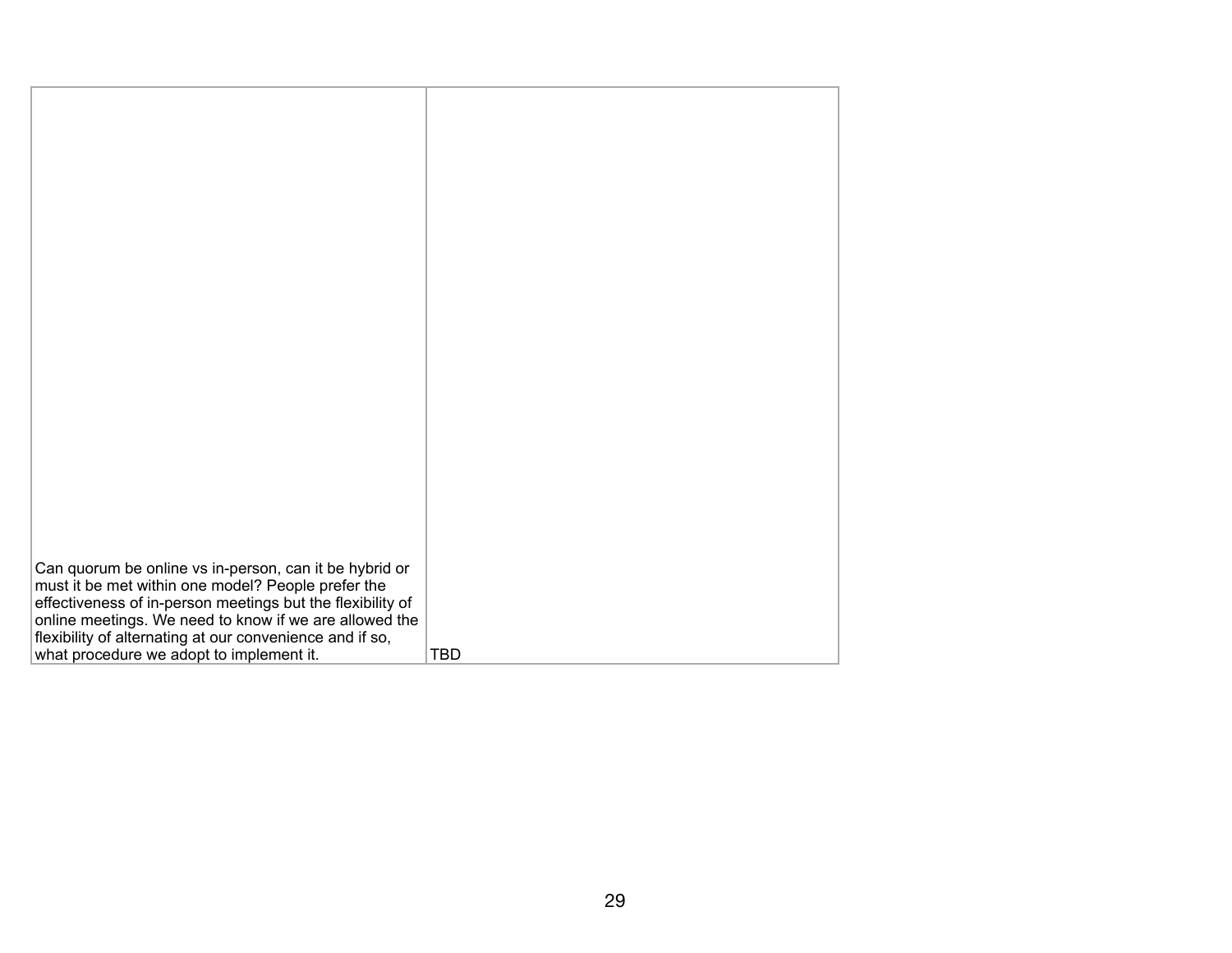| | |
|---|---|
| Can quorum be online vs in-person, can it be hybrid or must it be met within one model? People prefer the effectiveness of in-person meetings but the flexibility of online meetings. We need to know if we are allowed the flexibility of alternating at our convenience and if so, what procedure we adopt to implement it. | TBD |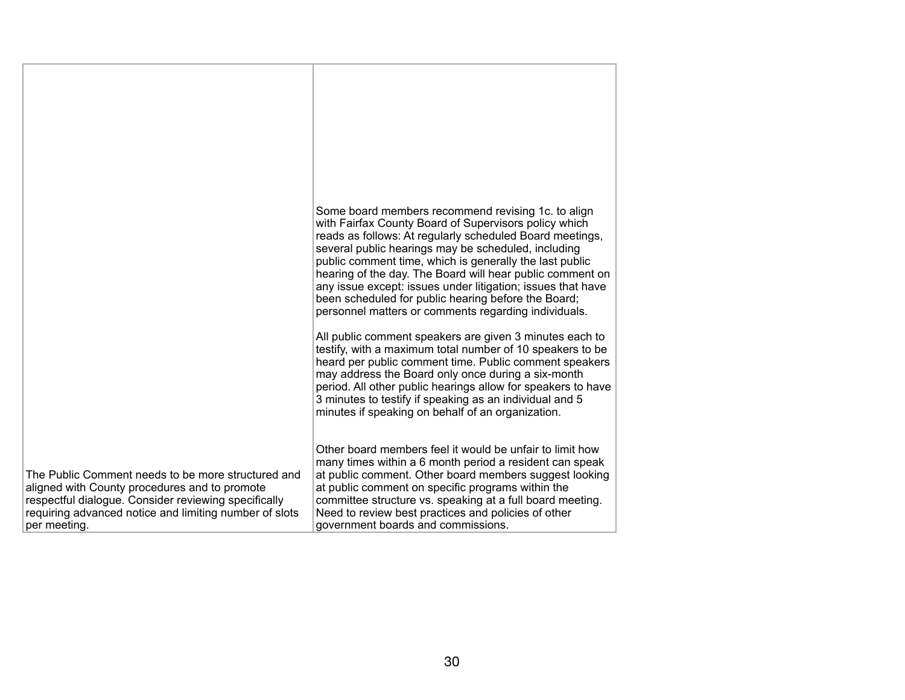| | |
|---|---|
| The Public Comment needs to be more structured and aligned with County procedures and to promote respectful dialogue. Consider reviewing specifically requiring advanced notice and limiting number of slots per meeting. | Some board members recommend revising 1c. to align with Fairfax County Board of Supervisors policy which reads as follows: At regularly scheduled Board meetings, several public hearings may be scheduled, including public comment time, which is generally the last public hearing of the day. The Board will hear public comment on any issue except: issues under litigation; issues that have been scheduled for public hearing before the Board; personnel matters or comments regarding individuals.<br><br>All public comment speakers are given 3 minutes each to testify, with a maximum total number of 10 speakers to be heard per public comment time. Public comment speakers may address the Board only once during a six-month period. All other public hearings allow for speakers to have 3 minutes to testify if speaking as an individual and 5 minutes if speaking on behalf of an organization.<br><br>Other board members feel it would be unfair to limit how many times within a 6 month period a resident can speak at public comment. Other board members suggest looking at public comment on specific programs within the committee structure vs. speaking at a full board meeting. Need to review best practices and policies of other government boards and commissions. |